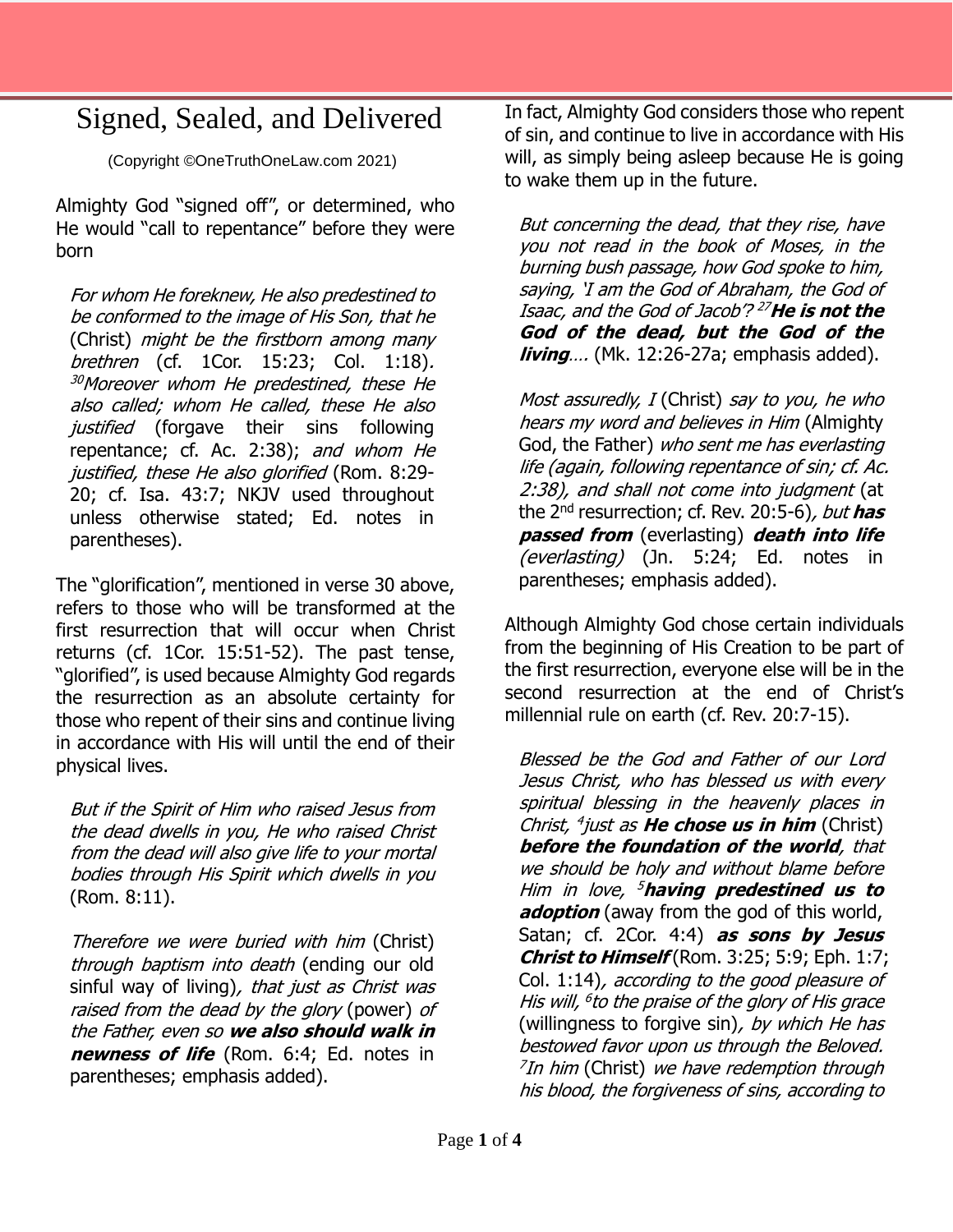# Signed, Sealed, and Delivered

(Copyright ©OneTruthOneLaw.com 2021)

Almighty God "signed off", or determined, who He would "call to repentance" before they were born

> *For whom He foreknew, He also predestined to be conformed to the image of His Son, that he* (Christ) *might be the firstborn among many brethren* (cf. 1Cor. 15:23; Col. 1:18). [30]*Moreover whom He predestined, these He also called; whom He called, these He also justified* (forgave their sins following repentance; cf. Ac. 2:38); *and whom He justified, these He also glorified* (Rom. 8:29-20; cf. Isa. 43:7; NKJV used throughout unless otherwise stated; Ed. notes in parentheses).

The "glorification", mentioned in verse 30 above, refers to those who will be transformed at the first resurrection that will occur when Christ returns (cf. 1Cor. 15:51-52). The past tense, "glorified", is used because Almighty God regards the resurrection as an absolute certainty for those who repent of their sins and continue living in accordance with His will until the end of their physical lives.

> *But if the Spirit of Him who raised Jesus from the dead dwells in you, He who raised Christ from the dead will also give life to your mortal bodies through His Spirit which dwells in you* (Rom. 8:11).

> *Therefore we were buried with him* (Christ) *through baptism into death* (ending our old sinful way of living)*, that just as Christ was raised from the dead by the glory* (power) *of the Father, even so* ***we also should walk in newness of life*** (Rom. 6:4; Ed. notes in parentheses; emphasis added).

In fact, Almighty God considers those who repent of sin, and continue to live in accordance with His will, as simply being asleep because He is going to wake them up in the future.

> *But concerning the dead, that they rise, have you not read in the book of Moses, in the burning bush passage, how God spoke to him, saying, 'I am the God of Abraham, the God of Isaac, and the God of Jacob'?* [27]***He is not the God of the dead, but the God of the living****….* (Mk. 12:26-27a; emphasis added).

> *Most assuredly, I* (Christ) *say to you, he who hears my word and believes in Him* (Almighty God, the Father) *who sent me has everlasting life (again, following repentance of sin; cf. Ac. 2:38), and shall not come into judgment* (at the 2nd resurrection; cf. Rev. 20:5-6)*, but* ***has passed from*** (everlasting) ***death into life*** *(everlasting)* (Jn. 5:24; Ed. notes in parentheses; emphasis added).

Although Almighty God chose certain individuals from the beginning of His Creation to be part of the first resurrection, everyone else will be in the second resurrection at the end of Christ's millennial rule on earth (cf. Rev. 20:7-15).

> *Blessed be the God and Father of our Lord Jesus Christ, who has blessed us with every spiritual blessing in the heavenly places in Christ,* [4]*just as* ***He chose us in him*** (Christ) ***before the foundation of the world****, that we should be holy and without blame before Him in love,* [5]***having predestined us to adoption*** (away from the god of this world, Satan; cf. 2Cor. 4:4) ***as sons by Jesus Christ to Himself*** (Rom. 3:25; 5:9; Eph. 1:7; Col. 1:14)*, according to the good pleasure of His will,* [6]*to the praise of the glory of His grace* (willingness to forgive sin)*, by which He has bestowed favor upon us through the Beloved.* [7]*In him* (Christ) *we have redemption through his blood, the forgiveness of sins, according to*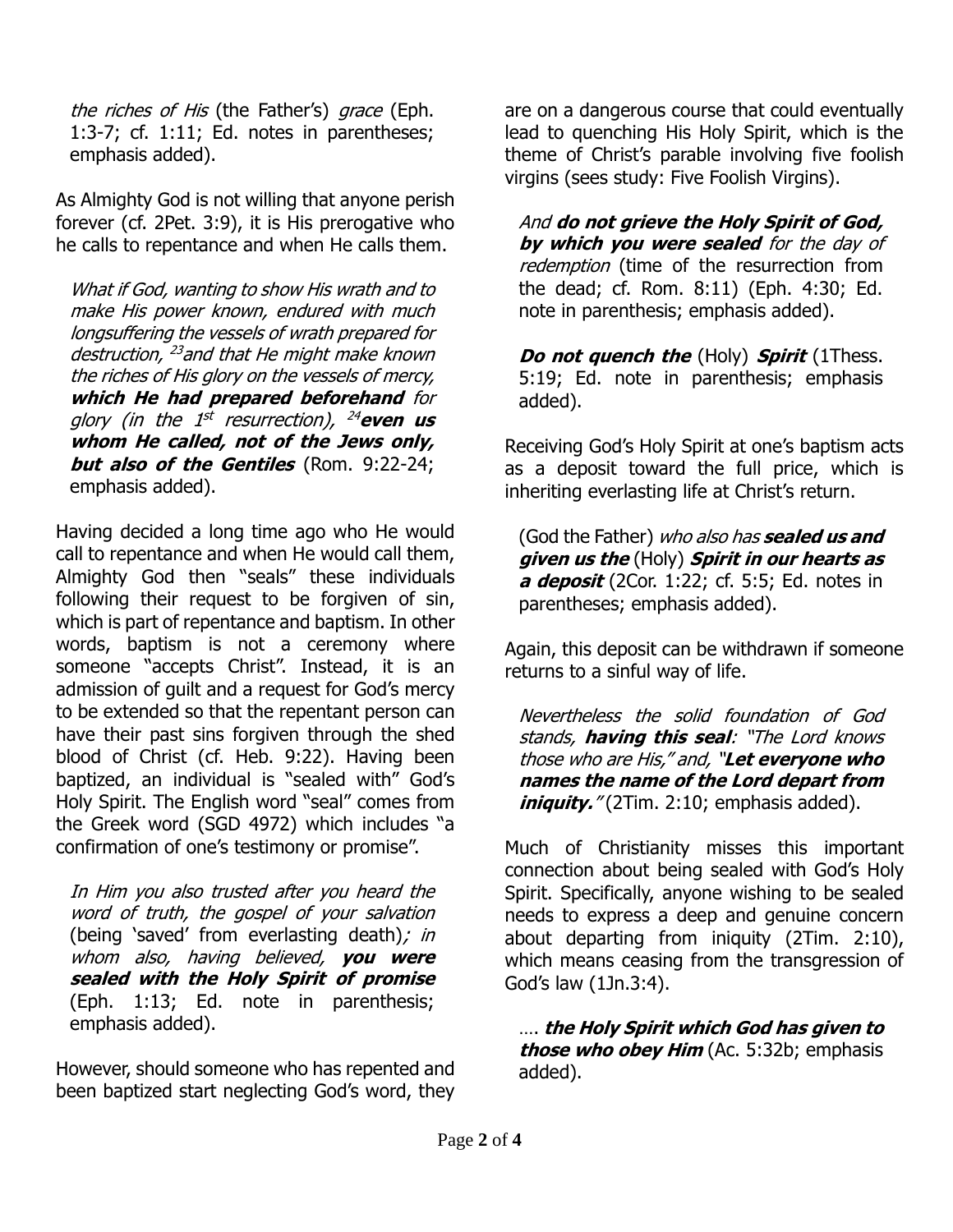*the riches of His* (the Father's) *grace* (Eph. 1:3-7; cf. 1:11; Ed. notes in parentheses; emphasis added).

As Almighty God is not willing that anyone perish forever (cf. 2Pet. 3:9), it is His prerogative who he calls to repentance and when He calls them.

> *What if God, wanting to show His wrath and to make His power known, endured with much longsuffering the vessels of wrath prepared for destruction, [23]and that He might make known the riches of His glory on the vessels of mercy,* ***which He had prepared beforehand*** *for glory (in the 1st resurrection), [24]****even us whom He called, not of the Jews only, but also of the Gentiles*** (Rom. 9:22-24; emphasis added).

Having decided a long time ago who He would call to repentance and when He would call them, Almighty God then "seals" these individuals following their request to be forgiven of sin, which is part of repentance and baptism. In other words, baptism is not a ceremony where someone "accepts Christ". Instead, it is an admission of guilt and a request for God's mercy to be extended so that the repentant person can have their past sins forgiven through the shed blood of Christ (cf. Heb. 9:22). Having been baptized, an individual is "sealed with" God's Holy Spirit. The English word "seal" comes from the Greek word (SGD 4972) which includes "a confirmation of one's testimony or promise".

> *In Him you also trusted after you heard the word of truth, the gospel of your salvation* (being 'saved' from everlasting death)*; in whom also, having believed,* ***you were sealed with the Holy Spirit of promise*** (Eph. 1:13; Ed. note in parenthesis; emphasis added).

However, should someone who has repented and been baptized start neglecting God's word, they are on a dangerous course that could eventually lead to quenching His Holy Spirit, which is the theme of Christ's parable involving five foolish virgins (sees study: Five Foolish Virgins).

> *And* ***do not grieve the Holy Spirit of God, by which you were sealed*** *for the day of redemption* (time of the resurrection from the dead; cf. Rom. 8:11) (Eph. 4:30; Ed. note in parenthesis; emphasis added).

> ***Do not quench the*** (Holy) ***Spirit*** (1Thess. 5:19; Ed. note in parenthesis; emphasis added).

Receiving God's Holy Spirit at one's baptism acts as a deposit toward the full price, which is inheriting everlasting life at Christ's return.

> (God the Father) *who also has* ***sealed us and given us the*** (Holy) ***Spirit in our hearts as a deposit*** (2Cor. 1:22; cf. 5:5; Ed. notes in parentheses; emphasis added).

Again, this deposit can be withdrawn if someone returns to a sinful way of life.

> *Nevertheless the solid foundation of God stands,* ***having this seal****: "The Lord knows those who are His," and, "****Let everyone who names the name of the Lord depart from iniquity.****"* (2Tim. 2:10; emphasis added).

Much of Christianity misses this important connection about being sealed with God's Holy Spirit. Specifically, anyone wishing to be sealed needs to express a deep and genuine concern about departing from iniquity (2Tim. 2:10), which means ceasing from the transgression of God's law (1Jn.3:4).

> …. ***the Holy Spirit which God has given to those who obey Him*** (Ac. 5:32b; emphasis added).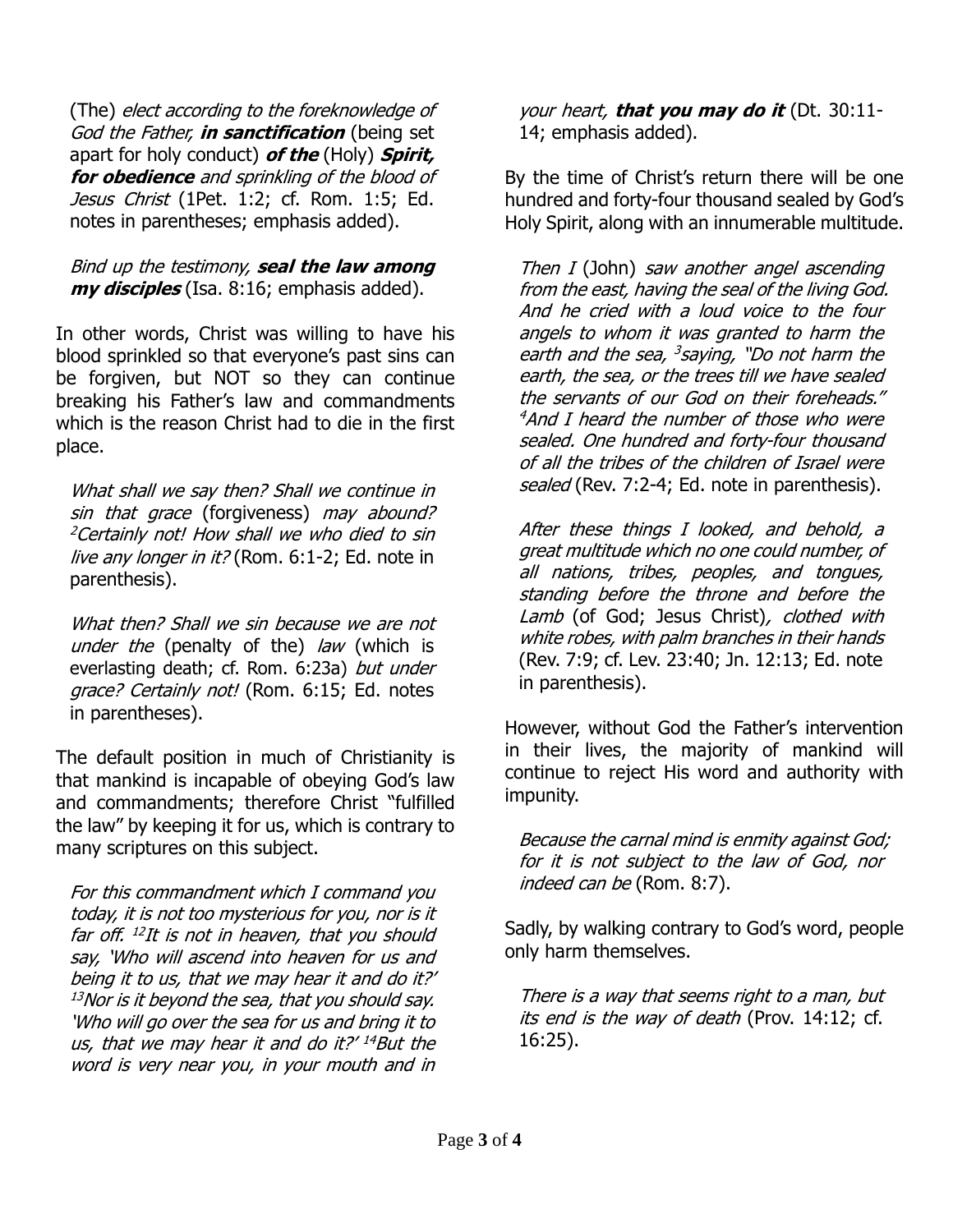(The) *elect according to the foreknowledge of God the Father,* ***in sanctification*** (being set apart for holy conduct) ***of the*** (Holy) ***Spirit, for obedience*** *and sprinkling of the blood of Jesus Christ* (1Pet. 1:2; cf. Rom. 1:5; Ed. notes in parentheses; emphasis added).

*Bind up the testimony,* ***seal the law among my disciples*** (Isa. 8:16; emphasis added).

In other words, Christ was willing to have his blood sprinkled so that everyone's past sins can be forgiven, but NOT so they can continue breaking his Father's law and commandments which is the reason Christ had to die in the first place.

*What shall we say then? Shall we continue in sin that grace* (forgiveness) *may abound? [2]Certainly not! How shall we who died to sin live any longer in it?* (Rom. 6:1-2; Ed. note in parenthesis).

*What then? Shall we sin because we are not under the* (penalty of the) *law* (which is everlasting death; cf. Rom. 6:23a) *but under grace? Certainly not!* (Rom. 6:15; Ed. notes in parentheses).

The default position in much of Christianity is that mankind is incapable of obeying God's law and commandments; therefore Christ "fulfilled the law" by keeping it for us, which is contrary to many scriptures on this subject.

*For this commandment which I command you today, it is not too mysterious for you, nor is it far off. [12]It is not in heaven, that you should say, 'Who will ascend into heaven for us and being it to us, that we may hear it and do it?' [13]Nor is it beyond the sea, that you should say. 'Who will go over the sea for us and bring it to us, that we may hear it and do it?' [14]But the word is very near you, in your mouth and in your heart,* ***that you may do it*** (Dt. 30:11-14; emphasis added).

By the time of Christ's return there will be one hundred and forty-four thousand sealed by God's Holy Spirit, along with an innumerable multitude.

*Then I* (John) *saw another angel ascending from the east, having the seal of the living God. And he cried with a loud voice to the four angels to whom it was granted to harm the earth and the sea, [3]saying, "Do not harm the earth, the sea, or the trees till we have sealed the servants of our God on their foreheads." [4]And I heard the number of those who were sealed. One hundred and forty-four thousand of all the tribes of the children of Israel were sealed* (Rev. 7:2-4; Ed. note in parenthesis).

*After these things I looked, and behold, a great multitude which no one could number, of all nations, tribes, peoples, and tongues, standing before the throne and before the Lamb* (of God; Jesus Christ)*, clothed with white robes, with palm branches in their hands* (Rev. 7:9; cf. Lev. 23:40; Jn. 12:13; Ed. note in parenthesis).

However, without God the Father's intervention in their lives, the majority of mankind will continue to reject His word and authority with impunity.

*Because the carnal mind is enmity against God; for it is not subject to the law of God, nor indeed can be* (Rom. 8:7).

Sadly, by walking contrary to God's word, people only harm themselves.

*There is a way that seems right to a man, but its end is the way of death* (Prov. 14:12; cf. 16:25).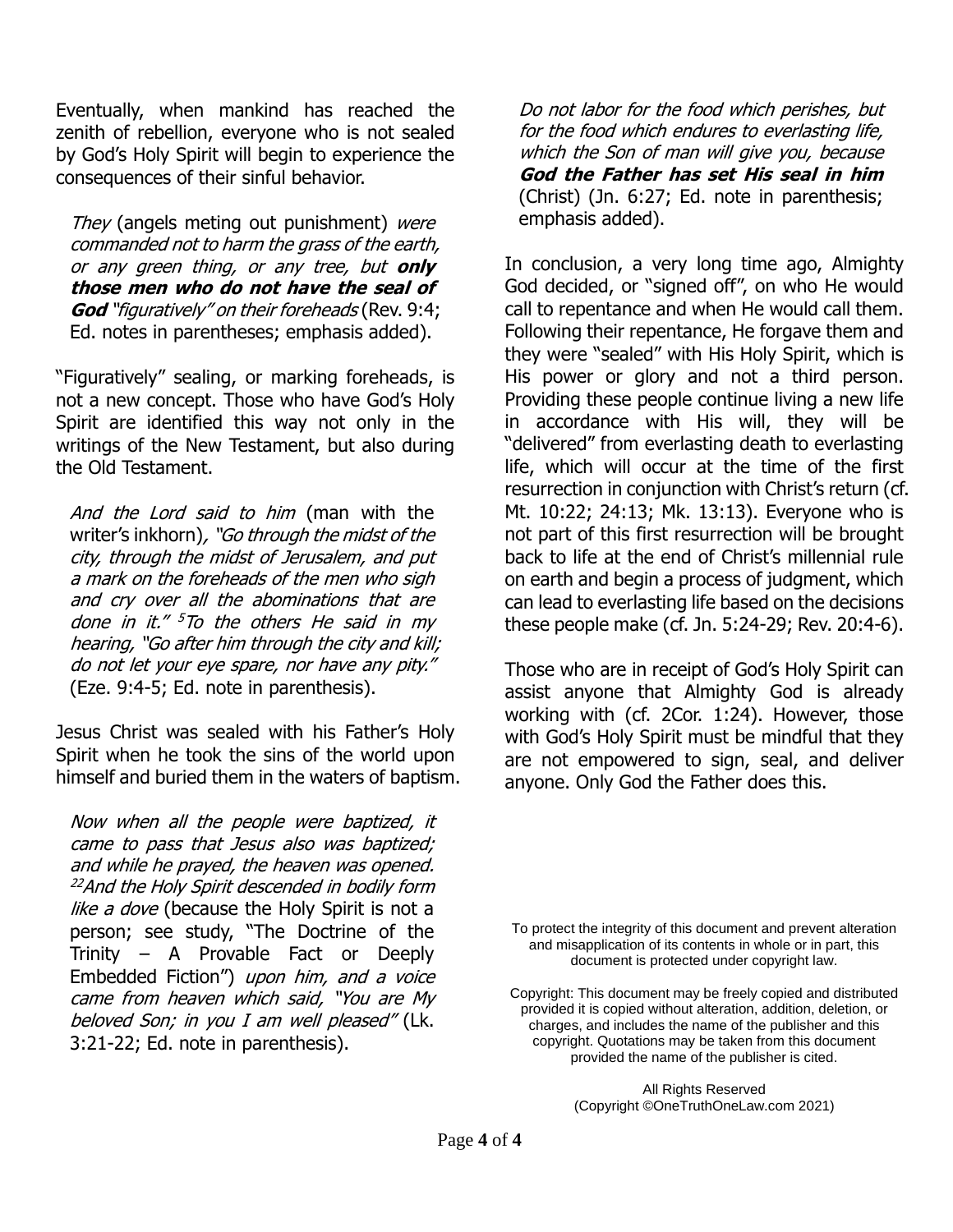Eventually, when mankind has reached the zenith of rebellion, everyone who is not sealed by God's Holy Spirit will begin to experience the consequences of their sinful behavior.

> *They* (angels meting out punishment) *were commanded not to harm the grass of the earth, or any green thing, or any tree, but **only those men who do not have the seal of God** "figuratively" on their foreheads* (Rev. 9:4; Ed. notes in parentheses; emphasis added).

"Figuratively" sealing, or marking foreheads, is not a new concept. Those who have God's Holy Spirit are identified this way not only in the writings of the New Testament, but also during the Old Testament.

> *And the Lord said to him* (man with the writer's inkhorn)*, "Go through the midst of the city, through the midst of Jerusalem, and put a mark on the foreheads of the men who sigh and cry over all the abominations that are done in it."* [5]*To the others He said in my hearing, "Go after him through the city and kill; do not let your eye spare, nor have any pity."* (Eze. 9:4-5; Ed. note in parenthesis).

Jesus Christ was sealed with his Father's Holy Spirit when he took the sins of the world upon himself and buried them in the waters of baptism.

> *Now when all the people were baptized, it came to pass that Jesus also was baptized; and while he prayed, the heaven was opened.* [22]*And the Holy Spirit descended in bodily form like a dove* (because the Holy Spirit is not a person; see study, "The Doctrine of the Trinity – A Provable Fact or Deeply Embedded Fiction") *upon him, and a voice came from heaven which said, "You are My beloved Son; in you I am well pleased"* (Lk. 3:21-22; Ed. note in parenthesis).

> *Do not labor for the food which perishes, but for the food which endures to everlasting life, which the Son of man will give you, because **God the Father has set His seal in him*** (Christ) (Jn. 6:27; Ed. note in parenthesis; emphasis added).

In conclusion, a very long time ago, Almighty God decided, or "signed off", on who He would call to repentance and when He would call them. Following their repentance, He forgave them and they were "sealed" with His Holy Spirit, which is His power or glory and not a third person. Providing these people continue living a new life in accordance with His will, they will be "delivered" from everlasting death to everlasting life, which will occur at the time of the first resurrection in conjunction with Christ's return (cf. Mt. 10:22; 24:13; Mk. 13:13). Everyone who is not part of this first resurrection will be brought back to life at the end of Christ's millennial rule on earth and begin a process of judgment, which can lead to everlasting life based on the decisions these people make (cf. Jn. 5:24-29; Rev. 20:4-6).

Those who are in receipt of God's Holy Spirit can assist anyone that Almighty God is already working with (cf. 2Cor. 1:24). However, those with God's Holy Spirit must be mindful that they are not empowered to sign, seal, and deliver anyone. Only God the Father does this.

To protect the integrity of this document and prevent alteration and misapplication of its contents in whole or in part, this document is protected under copyright law.

Copyright: This document may be freely copied and distributed provided it is copied without alteration, addition, deletion, or charges, and includes the name of the publisher and this copyright. Quotations may be taken from this document provided the name of the publisher is cited.

All Rights Reserved
(Copyright ©OneTruthOneLaw.com 2021)